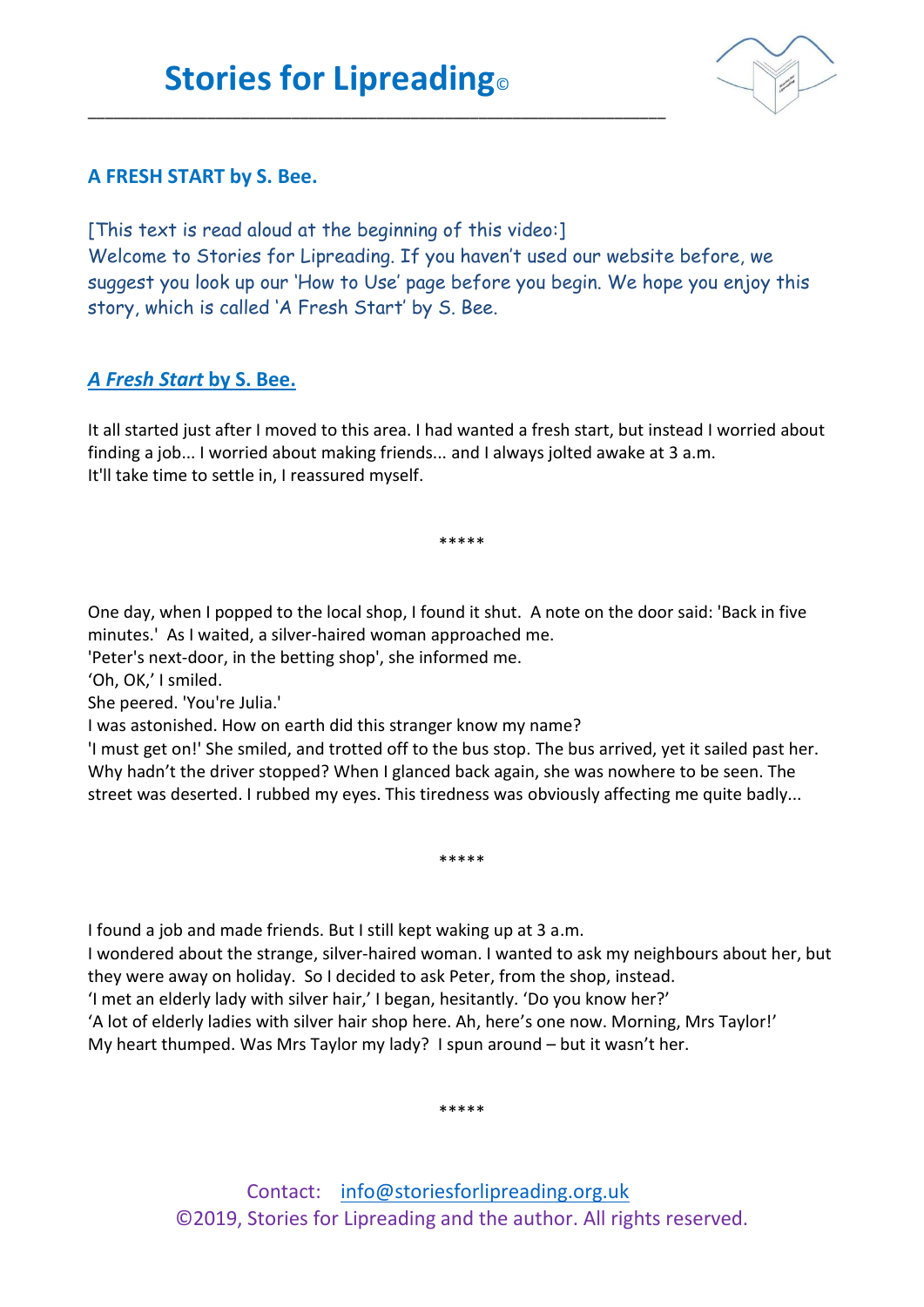# Stories for Lipreading©

## A FRESH START by S. Bee.

[This text is read aloud at the beginning of this video:]
Welcome to Stories for Lipreading. If you haven't used our website before, we suggest you look up our 'How to Use' page before you begin. We hope you enjoy this story, which is called 'A Fresh Start' by S. Bee.

## *A Fresh Start* by S. Bee.

It all started just after I moved to this area. I had wanted a fresh start, but instead I worried about finding a job... I worried about making friends... and I always jolted awake at 3 a.m.
It'll take time to settle in, I reassured myself.

*****

One day, when I popped to the local shop, I found it shut. A note on the door said: 'Back in five minutes.' As I waited, a silver-haired woman approached me.
'Peter's next-door, in the betting shop', she informed me.
'Oh, OK,' I smiled.
She peered. 'You're Julia.'
I was astonished. How on earth did this stranger know my name?
'I must get on!' She smiled, and trotted off to the bus stop. The bus arrived, yet it sailed past her. Why hadn't the driver stopped? When I glanced back again, she was nowhere to be seen. The street was deserted. I rubbed my eyes. This tiredness was obviously affecting me quite badly...

*****

I found a job and made friends. But I still kept waking up at 3 a.m.
I wondered about the strange, silver-haired woman. I wanted to ask my neighbours about her, but they were away on holiday. So I decided to ask Peter, from the shop, instead.
'I met an elderly lady with silver hair,' I began, hesitantly. 'Do you know her?'
'A lot of elderly ladies with silver hair shop here. Ah, here's one now. Morning, Mrs Taylor!'
My heart thumped. Was Mrs Taylor my lady? I spun around – but it wasn't her.

*****

Contact: info@storiesforlipreading.org.uk
©2019, Stories for Lipreading and the author. All rights reserved.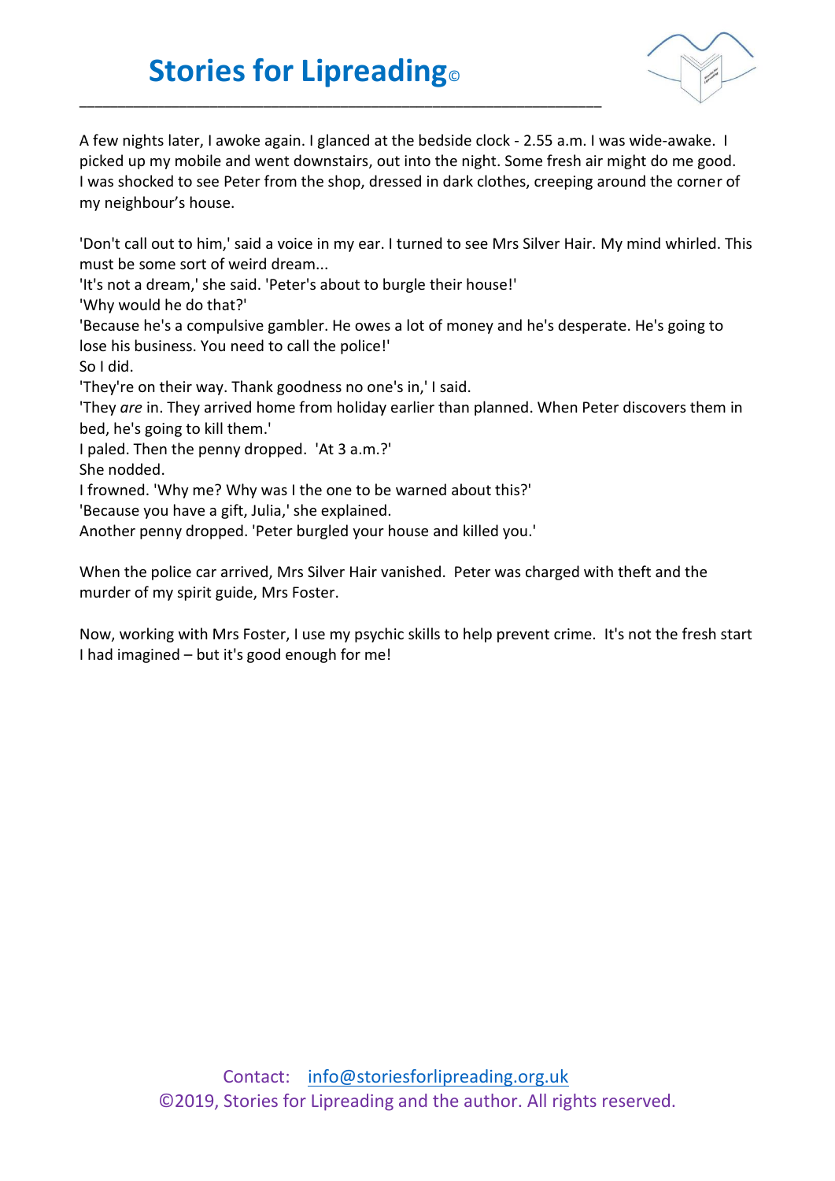A few nights later, I awoke again. I glanced at the bedside clock - 2.55 a.m. I was wide-awake. I picked up my mobile and went downstairs, out into the night. Some fresh air might do me good. I was shocked to see Peter from the shop, dressed in dark clothes, creeping around the corner of my neighbour's house.

'Don't call out to him,' said a voice in my ear. I turned to see Mrs Silver Hair. My mind whirled. This must be some sort of weird dream...
'It's not a dream,' she said. 'Peter's about to burgle their house!'
'Why would he do that?'
'Because he's a compulsive gambler. He owes a lot of money and he's desperate. He's going to lose his business. You need to call the police!'
So I did.
'They're on their way. Thank goodness no one's in,' I said.
'They *are* in. They arrived home from holiday earlier than planned. When Peter discovers them in bed, he's going to kill them.'
I paled. Then the penny dropped. 'At 3 a.m.?'
She nodded.
I frowned. 'Why me? Why was I the one to be warned about this?'
'Because you have a gift, Julia,' she explained.
Another penny dropped. 'Peter burgled your house and killed you.'

When the police car arrived, Mrs Silver Hair vanished. Peter was charged with theft and the murder of my spirit guide, Mrs Foster.

Now, working with Mrs Foster, I use my psychic skills to help prevent crime. It's not the fresh start I had imagined – but it's good enough for me!

Contact: info@storiesforlipreading.org.uk
©2019, Stories for Lipreading and the author. All rights reserved.